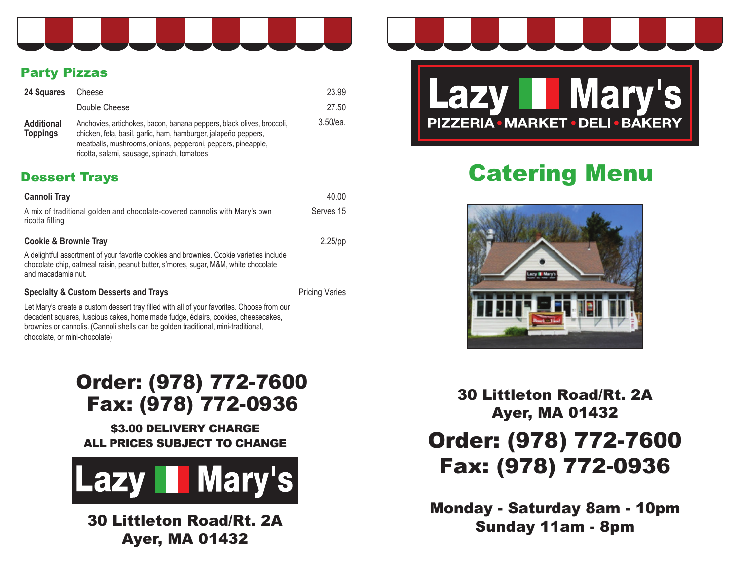## Party Pizzas

| | | |
|---|---|---|
| **24 Squares** | Cheese | 23.99 |
| | Double Cheese | 27.50 |
| **Additional Toppings** | Anchovies, artichokes, bacon, banana peppers, black olives, broccoli, chicken, feta, basil, garlic, ham, hamburger, jalapeño peppers, meatballs, mushrooms, onions, pepperoni, peppers, pineapple, ricotta, salami, sausage, spinach, tomatoes | 3.50/ea. |

## Dessert Trays

**Cannoli Tray** — 40.00

A mix of traditional golden and chocolate-covered cannolis with Mary's own ricotta filling — Serves 15

**Cookie & Brownie Tray** — 2.25/pp

A delightful assortment of your favorite cookies and brownies. Cookie varieties include chocolate chip, oatmeal raisin, peanut butter, s'mores, sugar, M&M, white chocolate and macadamia nut.

**Specialty & Custom Desserts and Trays** — Pricing Varies

Let Mary's create a custom dessert tray filled with all of your favorites. Choose from our decadent squares, luscious cakes, home made fudge, éclairs, cookies, cheesecakes, brownies or cannolis. (Cannoli shells can be golden traditional, mini-traditional, chocolate, or mini-chocolate)

# Order: (978) 772-7600
# Fax: (978) 772-0936

**$3.00 DELIVERY CHARGE**
**ALL PRICES SUBJECT TO CHANGE**

**Lazy Mary's**

**30 Littleton Road/Rt. 2A**
**Ayer, MA 01432**

# Lazy Mary's

**PIZZERIA • MARKET • DELI • BAKERY**

# Catering Menu

**30 Littleton Road/Rt. 2A**
**Ayer, MA 01432**

# Order: (978) 772-7600
# Fax: (978) 772-0936

**Monday - Saturday 8am - 10pm**
**Sunday 11am - 8pm**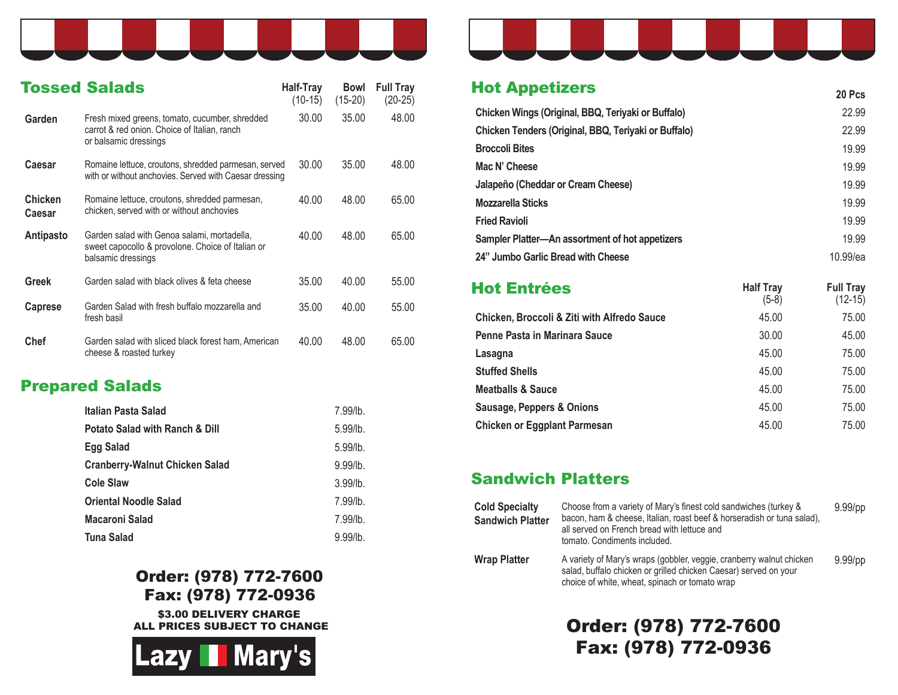## Tossed Salads

| | | Half-Tray (10-15) | Bowl (15-20) | Full Tray (20-25) |
|---|---|---|---|---|
| **Garden** | Fresh mixed greens, tomato, cucumber, shredded carrot & red onion. Choice of Italian, ranch or balsamic dressings | 30.00 | 35.00 | 48.00 |
| **Caesar** | Romaine lettuce, croutons, shredded parmesan, served with or without anchovies. Served with Caesar dressing | 30.00 | 35.00 | 48.00 |
| **Chicken Caesar** | Romaine lettuce, croutons, shredded parmesan, chicken, served with or without anchovies | 40.00 | 48.00 | 65.00 |
| **Antipasto** | Garden salad with Genoa salami, mortadella, sweet capocollo & provolone. Choice of Italian or balsamic dressings | 40.00 | 48.00 | 65.00 |
| **Greek** | Garden salad with black olives & feta cheese | 35.00 | 40.00 | 55.00 |
| **Caprese** | Garden Salad with fresh buffalo mozzarella and fresh basil | 35.00 | 40.00 | 55.00 |
| **Chef** | Garden salad with sliced black forest ham, American cheese & roasted turkey | 40.00 | 48.00 | 65.00 |

## Prepared Salads

| | |
|---|---|
| **Italian Pasta Salad** | 7.99/lb. |
| **Potato Salad with Ranch & Dill** | 5.99/lb. |
| **Egg Salad** | 5.99/lb. |
| **Cranberry-Walnut Chicken Salad** | 9.99/lb. |
| **Cole Slaw** | 3.99/lb. |
| **Oriental Noodle Salad** | 7.99/lb. |
| **Macaroni Salad** | 7.99/lb. |
| **Tuna Salad** | 9.99/lb. |

**Order: (978) 772-7600**
**Fax: (978) 772-0936**

**$3.00 DELIVERY CHARGE**
**ALL PRICES SUBJECT TO CHANGE**

**Lazy Mary's**

## Hot Appetizers

| | 20 Pcs |
|---|---|
| **Chicken Wings (Original, BBQ, Teriyaki or Buffalo)** | 22.99 |
| **Chicken Tenders (Original, BBQ, Teriyaki or Buffalo)** | 22.99 |
| **Broccoli Bites** | 19.99 |
| **Mac N' Cheese** | 19.99 |
| **Jalapeño (Cheddar or Cream Cheese)** | 19.99 |
| **Mozzarella Sticks** | 19.99 |
| **Fried Ravioli** | 19.99 |
| **Sampler Platter—An assortment of hot appetizers** | 19.99 |
| **24" Jumbo Garlic Bread with Cheese** | 10.99/ea |

## Hot Entrées

| | Half Tray (5-8) | Full Tray (12-15) |
|---|---|---|
| **Chicken, Broccoli & Ziti with Alfredo Sauce** | 45.00 | 75.00 |
| **Penne Pasta in Marinara Sauce** | 30.00 | 45.00 |
| **Lasagna** | 45.00 | 75.00 |
| **Stuffed Shells** | 45.00 | 75.00 |
| **Meatballs & Sauce** | 45.00 | 75.00 |
| **Sausage, Peppers & Onions** | 45.00 | 75.00 |
| **Chicken or Eggplant Parmesan** | 45.00 | 75.00 |

## Sandwich Platters

| | | |
|---|---|---|
| **Cold Specialty Sandwich Platter** | Choose from a variety of Mary's finest cold sandwiches (turkey & bacon, ham & cheese, Italian, roast beef & horseradish or tuna salad), all served on French bread with lettuce and tomato. Condiments included. | 9.99/pp |
| **Wrap Platter** | A variety of Mary's wraps (gobbler, veggie, cranberry walnut chicken salad, buffalo chicken or grilled chicken Caesar) served on your choice of white, wheat, spinach or tomato wrap | 9.99/pp |

**Order: (978) 772-7600**
**Fax: (978) 772-0936**